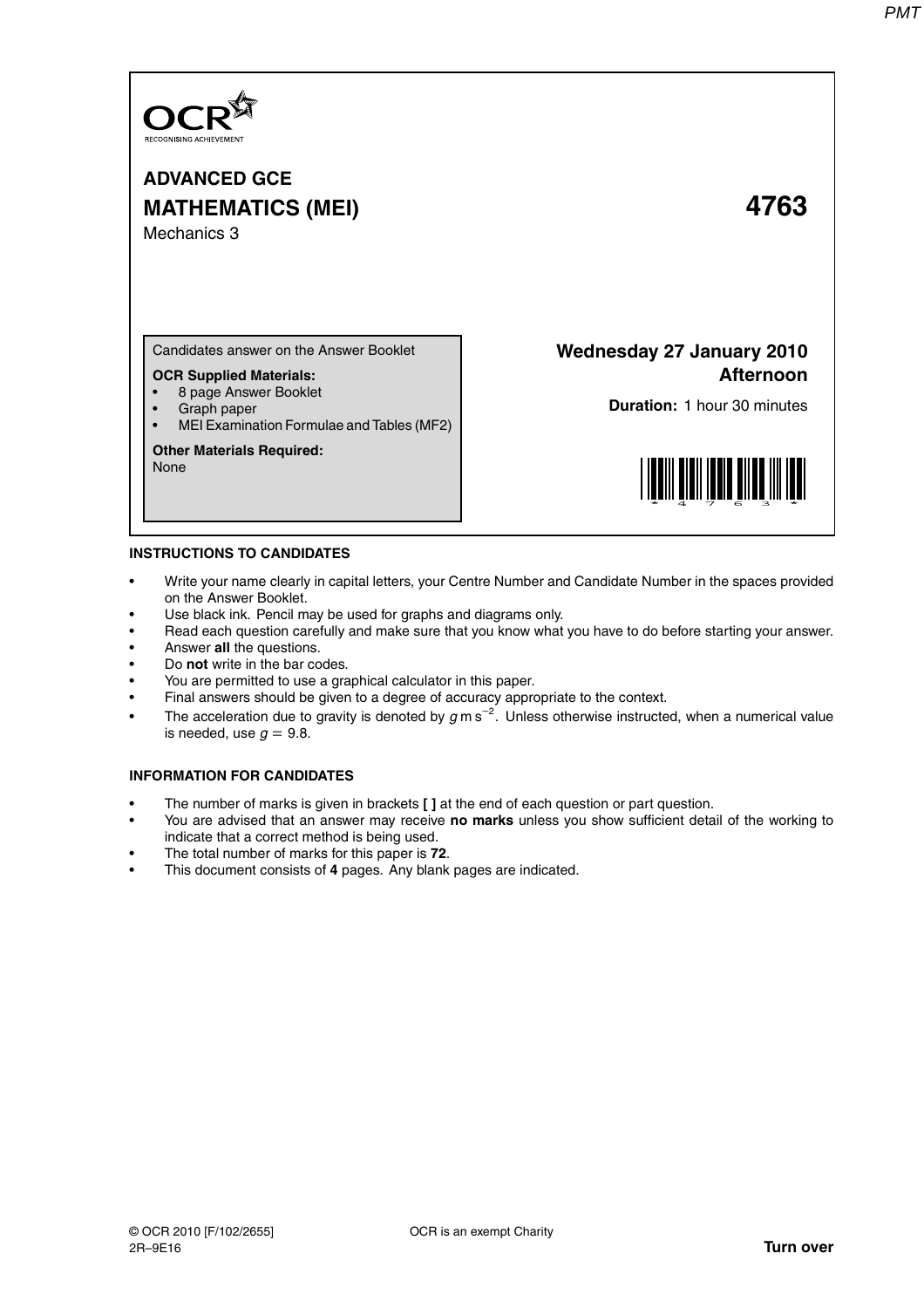OCR
RECOGNISING ACHIEVEMENT

# ADVANCED GCE

## MATHEMATICS (MEI) 4763

Mechanics 3

Candidates answer on the Answer Booklet

**OCR Supplied Materials:**

- 8 page Answer Booklet
- Graph paper
- MEI Examination Formulae and Tables (MF2)

**Other Materials Required:**
None

**Wednesday 27 January 2010**
**Afternoon**

**Duration:** 1 hour 30 minutes

### INSTRUCTIONS TO CANDIDATES

- Write your name clearly in capital letters, your Centre Number and Candidate Number in the spaces provided on the Answer Booklet.
- Use black ink. Pencil may be used for graphs and diagrams only.
- Read each question carefully and make sure that you know what you have to do before starting your answer.
- Answer **all** the questions.
- Do **not** write in the bar codes.
- You are permitted to use a graphical calculator in this paper.
- Final answers should be given to a degree of accuracy appropriate to the context.
- The acceleration due to gravity is denoted by $g\,\text{m s}^{-2}$. Unless otherwise instructed, when a numerical value is needed, use $g = 9.8$.

### INFORMATION FOR CANDIDATES

- The number of marks is given in brackets **[ ]** at the end of each question or part question.
- You are advised that an answer may receive **no marks** unless you show sufficient detail of the working to indicate that a correct method is being used.
- The total number of marks for this paper is **72**.
- This document consists of **4** pages. Any blank pages are indicated.

© OCR 2010 [F/102/2655] OCR is an exempt Charity
2R–9E16 **Turn over**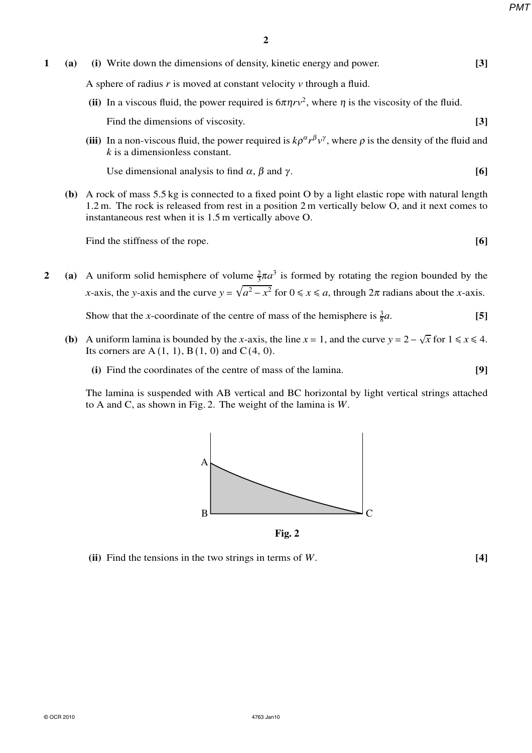**1** **(a)** **(i)** Write down the dimensions of density, kinetic energy and power. **[3]**

A sphere of radius $r$ is moved at constant velocity $v$ through a fluid.

**(ii)** In a viscous fluid, the power required is $6\pi\eta r v^2$, where $\eta$ is the viscosity of the fluid.

Find the dimensions of viscosity. **[3]**

**(iii)** In a non-viscous fluid, the power required is $k\rho^\alpha r^\beta v^\gamma$, where $\rho$ is the density of the fluid and $k$ is a dimensionless constant.

Use dimensional analysis to find $\alpha$, $\beta$ and $\gamma$. **[6]**

**(b)** A rock of mass 5.5 kg is connected to a fixed point O by a light elastic rope with natural length 1.2 m. The rock is released from rest in a position 2 m vertically below O, and it next comes to instantaneous rest when it is 1.5 m vertically above O.

Find the stiffness of the rope. **[6]**

**2** **(a)** A uniform solid hemisphere of volume $\frac{2}{3}\pi a^3$ is formed by rotating the region bounded by the $x$-axis, the $y$-axis and the curve $y = \sqrt{a^2 - x^2}$ for $0 \leqslant x \leqslant a$, through $2\pi$ radians about the $x$-axis.

Show that the $x$-coordinate of the centre of mass of the hemisphere is $\frac{3}{8}a$. **[5]**

**(b)** A uniform lamina is bounded by the $x$-axis, the line $x = 1$, and the curve $y = 2 - \sqrt{x}$ for $1 \leqslant x \leqslant 4$. Its corners are A (1, 1), B (1, 0) and C (4, 0).

**(i)** Find the coordinates of the centre of mass of the lamina. **[9]**

The lamina is suspended with AB vertical and BC horizontal by light vertical strings attached to A and C, as shown in Fig. 2. The weight of the lamina is $W$.

**Fig. 2**

**(ii)** Find the tensions in the two strings in terms of $W$. **[4]**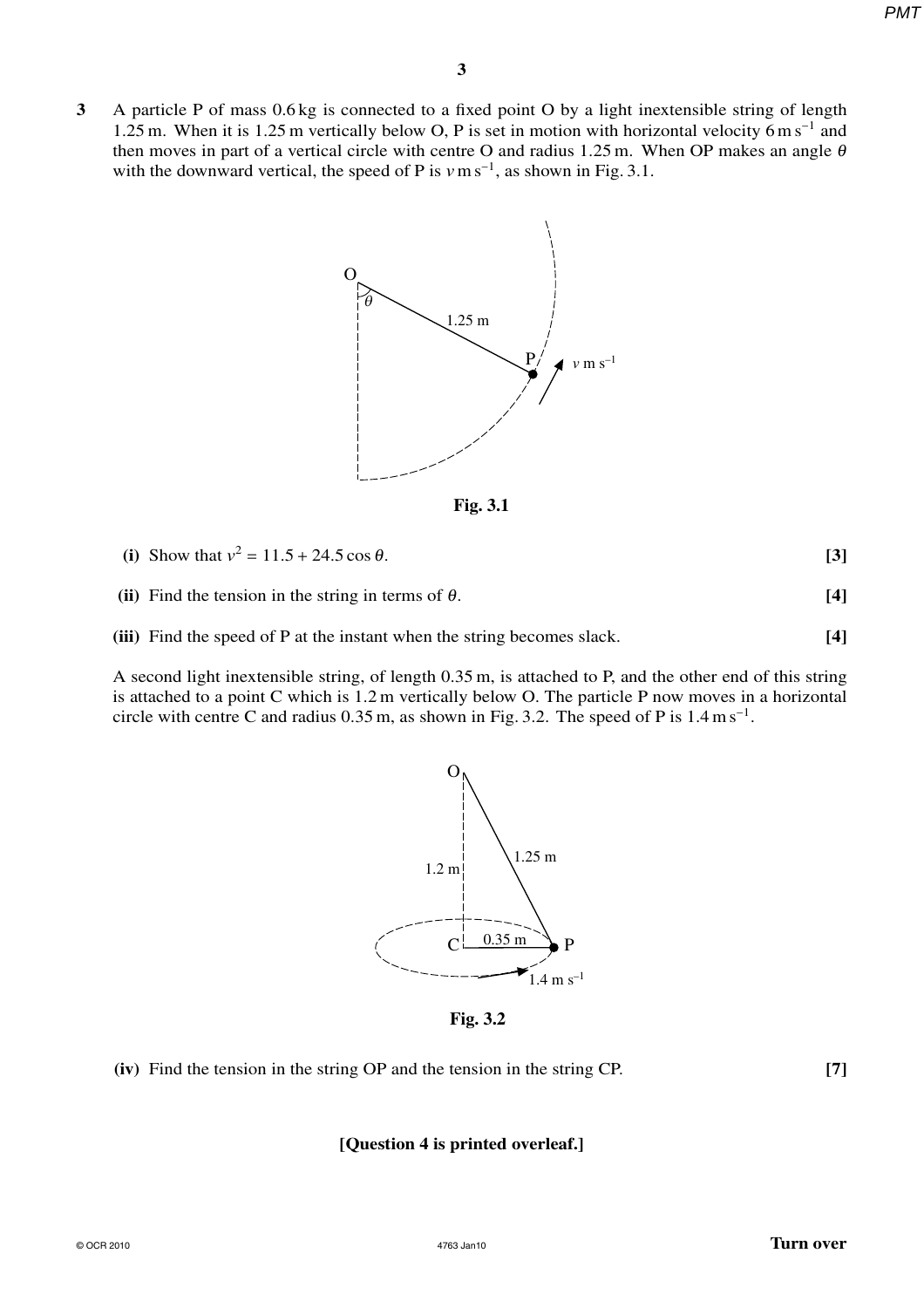**3** A particle P of mass 0.6 kg is connected to a fixed point O by a light inextensible string of length 1.25 m. When it is 1.25 m vertically below O, P is set in motion with horizontal velocity $6\text{ m s}^{-1}$ and then moves in part of a vertical circle with centre O and radius 1.25 m. When OP makes an angle $\theta$ with the downward vertical, the speed of P is $v\text{ m s}^{-1}$, as shown in Fig. 3.1.

**Fig. 3.1**

**(i)** Show that $v^2 = 11.5 + 24.5\cos\theta$. **[3]**

**(ii)** Find the tension in the string in terms of $\theta$. **[4]**

**(iii)** Find the speed of P at the instant when the string becomes slack. **[4]**

A second light inextensible string, of length 0.35 m, is attached to P, and the other end of this string is attached to a point C which is 1.2 m vertically below O. The particle P now moves in a horizontal circle with centre C and radius 0.35 m, as shown in Fig. 3.2. The speed of P is $1.4\text{ m s}^{-1}$.

**Fig. 3.2**

**(iv)** Find the tension in the string OP and the tension in the string CP. **[7]**

**[Question 4 is printed overleaf.]**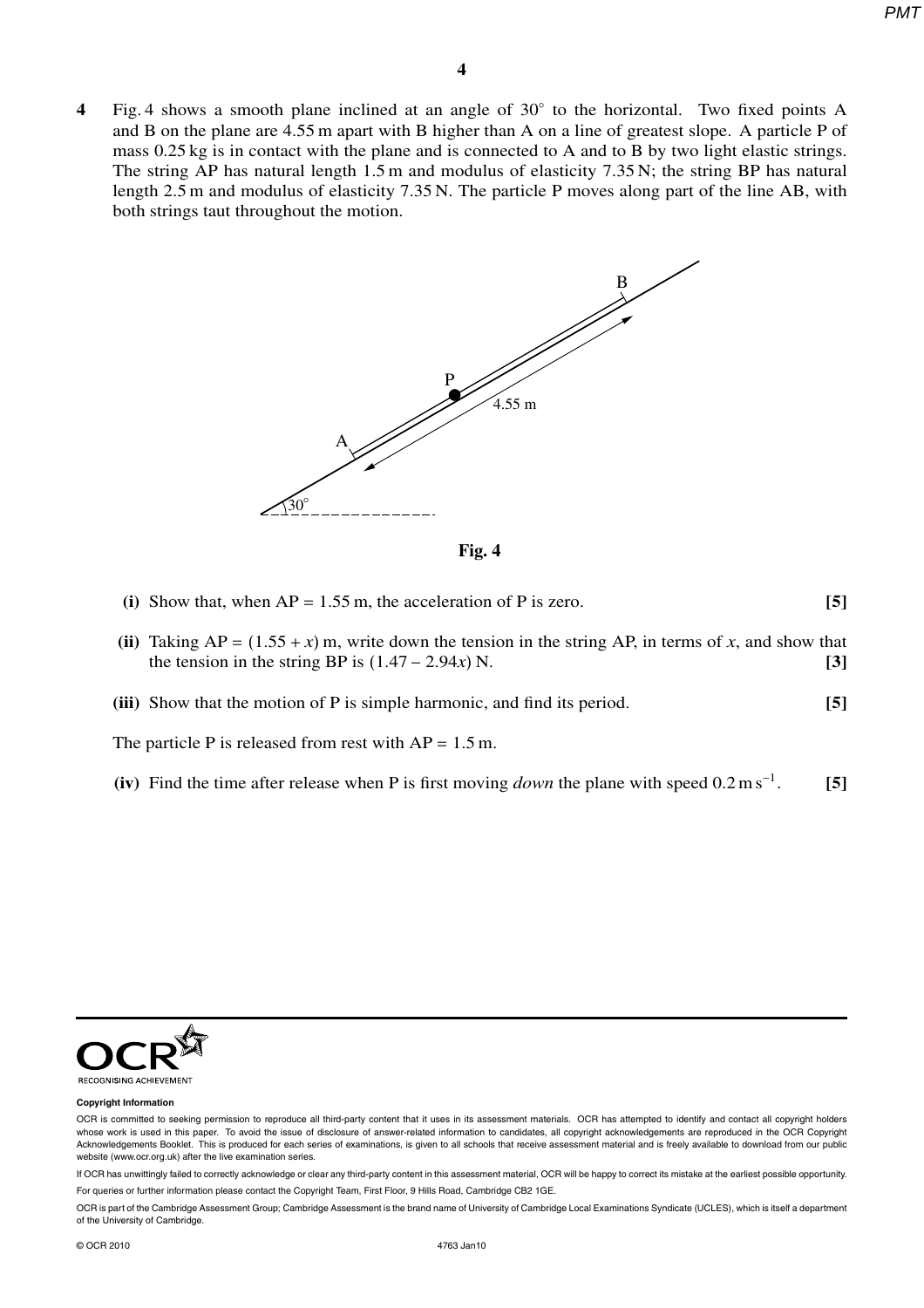**4** Fig. 4 shows a smooth plane inclined at an angle of $30^\circ$ to the horizontal. Two fixed points A and B on the plane are 4.55 m apart with B higher than A on a line of greatest slope. A particle P of mass 0.25 kg is in contact with the plane and is connected to A and to B by two light elastic strings. The string AP has natural length 1.5 m and modulus of elasticity 7.35 N; the string BP has natural length 2.5 m and modulus of elasticity 7.35 N. The particle P moves along part of the line AB, with both strings taut throughout the motion.

B

P

4.55 m

A

$30^\circ$

**Fig. 4**

**(i)** Show that, when AP = 1.55 m, the acceleration of P is zero. **[5]**

**(ii)** Taking AP = $(1.55 + x)$ m, write down the tension in the string AP, in terms of $x$, and show that the tension in the string BP is $(1.47 - 2.94x)$ N. **[3]**

**(iii)** Show that the motion of P is simple harmonic, and find its period. **[5]**

The particle P is released from rest with AP = 1.5 m.

**(iv)** Find the time after release when P is first moving *down* the plane with speed $0.2\,\text{m s}^{-1}$. **[5]**

**Copyright Information**

OCR is committed to seeking permission to reproduce all third-party content that it uses in its assessment materials. OCR has attempted to identify and contact all copyright holders whose work is used in this paper. To avoid the issue of disclosure of answer-related information to candidates, all copyright acknowledgements are reproduced in the OCR Copyright Acknowledgements Booklet. This is produced for each series of examinations, is given to all schools that receive assessment material and is freely available to download from our public website (www.ocr.org.uk) after the live examination series.

If OCR has unwittingly failed to correctly acknowledge or clear any third-party content in this assessment material, OCR will be happy to correct its mistake at the earliest possible opportunity.

For queries or further information please contact the Copyright Team, First Floor, 9 Hills Road, Cambridge CB2 1GE.

OCR is part of the Cambridge Assessment Group; Cambridge Assessment is the brand name of University of Cambridge Local Examinations Syndicate (UCLES), which is itself a department of the University of Cambridge.

© OCR 2010 4763 Jan10